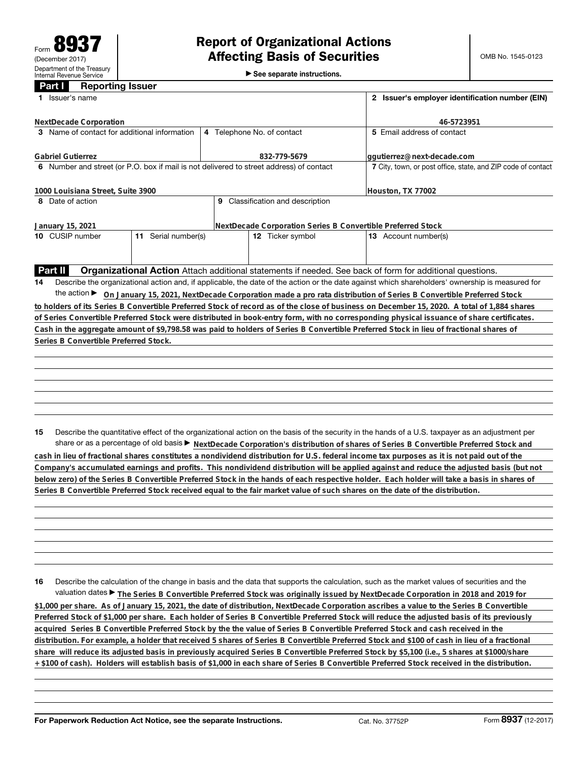Form **8937**
(December 2017)
Department of the Treasury
Internal Revenue Service

# Report of Organizational Actions Affecting Basis of Securities

▶ See separate instructions.

OMB No. 1545-0123

## Part I Reporting Issuer

| | | | |
|---|---|---|---|
| **1** Issuer's name<br>**NextDecade Corporation** | | | **2** Issuer's employer identification number (EIN)<br>**46-5723951** |
| **3** Name of contact for additional information<br>**Gabriel Gutierrez** | **4** Telephone No. of contact<br>**832-779-5679** | | **5** Email address of contact<br>**ggutierrez@next-decade.com** |
| **6** Number and street (or P.O. box if mail is not delivered to street address) of contact<br>**1000 Louisiana Street, Suite 3900** | | | **7** City, town, or post office, state, and ZIP code of contact<br>**Houston, TX 77002** |
| **8** Date of action<br>**January 15, 2021** | **9** Classification and description<br>**NextDecade Corporation Series B Convertible Preferred Stock** | | |
| **10** CUSIP number | **11** Serial number(s) | **12** Ticker symbol | **13** Account number(s) |

## Part II Organizational Action

Attach additional statements if needed. See back of form for additional questions.

**14** Describe the organizational action and, if applicable, the date of the action or the date against which shareholders' ownership is measured for the action ▶ **On January 15, 2021, NextDecade Corporation made a pro rata distribution of Series B Convertible Preferred Stock to holders of its Series B Convertible Preferred Stock of record as of the close of business on December 15, 2020. A total of 1,884 shares of Series Convertible Preferred Stock were distributed in book-entry form, with no corresponding physical issuance of share certificates. Cash in the aggregate amount of $9,798.58 was paid to holders of Series B Convertible Preferred Stock in lieu of fractional shares of Series B Convertible Preferred Stock.**

**15** Describe the quantitative effect of the organizational action on the basis of the security in the hands of a U.S. taxpayer as an adjustment per share or as a percentage of old basis ▶ **NextDecade Corporation's distribution of shares of Series B Convertible Preferred Stock and cash in lieu of fractional shares constitutes a nondividend distribution for U.S. federal income tax purposes as it is not paid out of the Company's accumulated earnings and profits. This nondividend distribution will be applied against and reduce the adjusted basis (but not below zero) of the Series B Convertible Preferred Stock in the hands of each respective holder. Each holder will take a basis in shares of Series B Convertible Preferred Stock received equal to the fair market value of such shares on the date of the distribution.**

**16** Describe the calculation of the change in basis and the data that supports the calculation, such as the market values of securities and the valuation dates ▶ **The Series B Convertible Preferred Stock was originally issued by NextDecade Corporation in 2018 and 2019 for $1,000 per share. As of January 15, 2021, the date of distribution, NextDecade Corporation ascribes a value to the Series B Convertible Preferred Stock of $1,000 per share. Each holder of Series B Convertible Preferred Stock will reduce the adjusted basis of its previously acquired Series B Convertible Preferred Stock by the the value of Series B Convertible Preferred Stock and cash received in the distribution. For example, a holder that received 5 shares of Series B Convertible Preferred Stock and $100 of cash in lieu of a fractional share will reduce its adjusted basis in previously acquired Series B Convertible Preferred Stock by $5,100 (i.e., 5 shares at $1000/share + $100 of cash). Holders will establish basis of $1,000 in each share of Series B Convertible Preferred Stock received in the distribution.**

**For Paperwork Reduction Act Notice, see the separate Instructions.** Cat. No. 37752P Form **8937** (12-2017)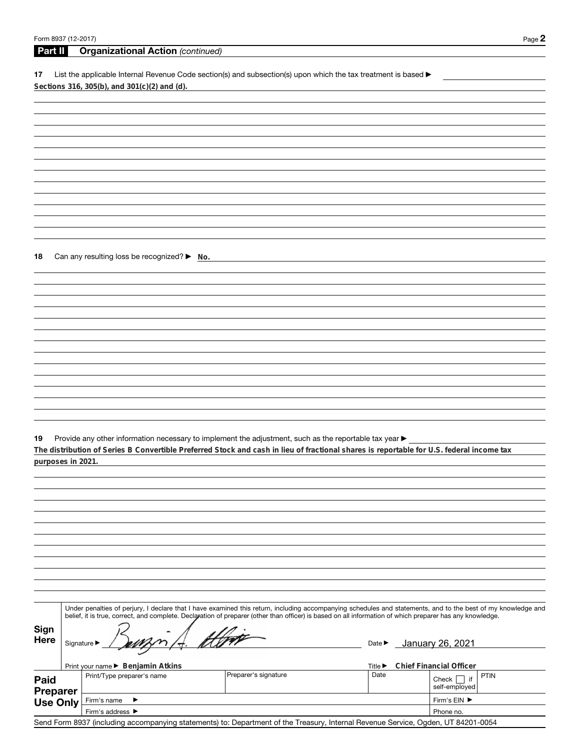**Part II Organizational Action** *(continued)*

**17** List the applicable Internal Revenue Code section(s) and subsection(s) upon which the tax treatment is based ▶

**Sections 316, 305(b), and 301(c)(2) and (d).**

**18** Can any resulting loss be recognized? ▶ **No.**

**19** Provide any other information necessary to implement the adjustment, such as the reportable tax year ▶

**The distribution of Series B Convertible Preferred Stock and cash in lieu of fractional shares is reportable for U.S. federal income tax purposes in 2021.**

**Sign Here**

Under penalties of perjury, I declare that I have examined this return, including accompanying schedules and statements, and to the best of my knowledge and belief, it is true, correct, and complete. Declaration of preparer (other than officer) is based on all information of which preparer has any knowledge.

Signature ▶ Benjamin A. Atkins — Date ▶ January 26, 2021

Print your name ▶ **Benjamin Atkins** — Title ▶ **Chief Financial Officer**

| **Paid Preparer Use Only** | | | | |
|---|---|---|---|---|
| Print/Type preparer's name | Preparer's signature | Date | Check ☐ if self-employed | PTIN |
| Firm's name ▶ | | | Firm's EIN ▶ | |
| Firm's address ▶ | | | Phone no. | |

Send Form 8937 (including accompanying statements) to: Department of the Treasury, Internal Revenue Service, Ogden, UT 84201-0054